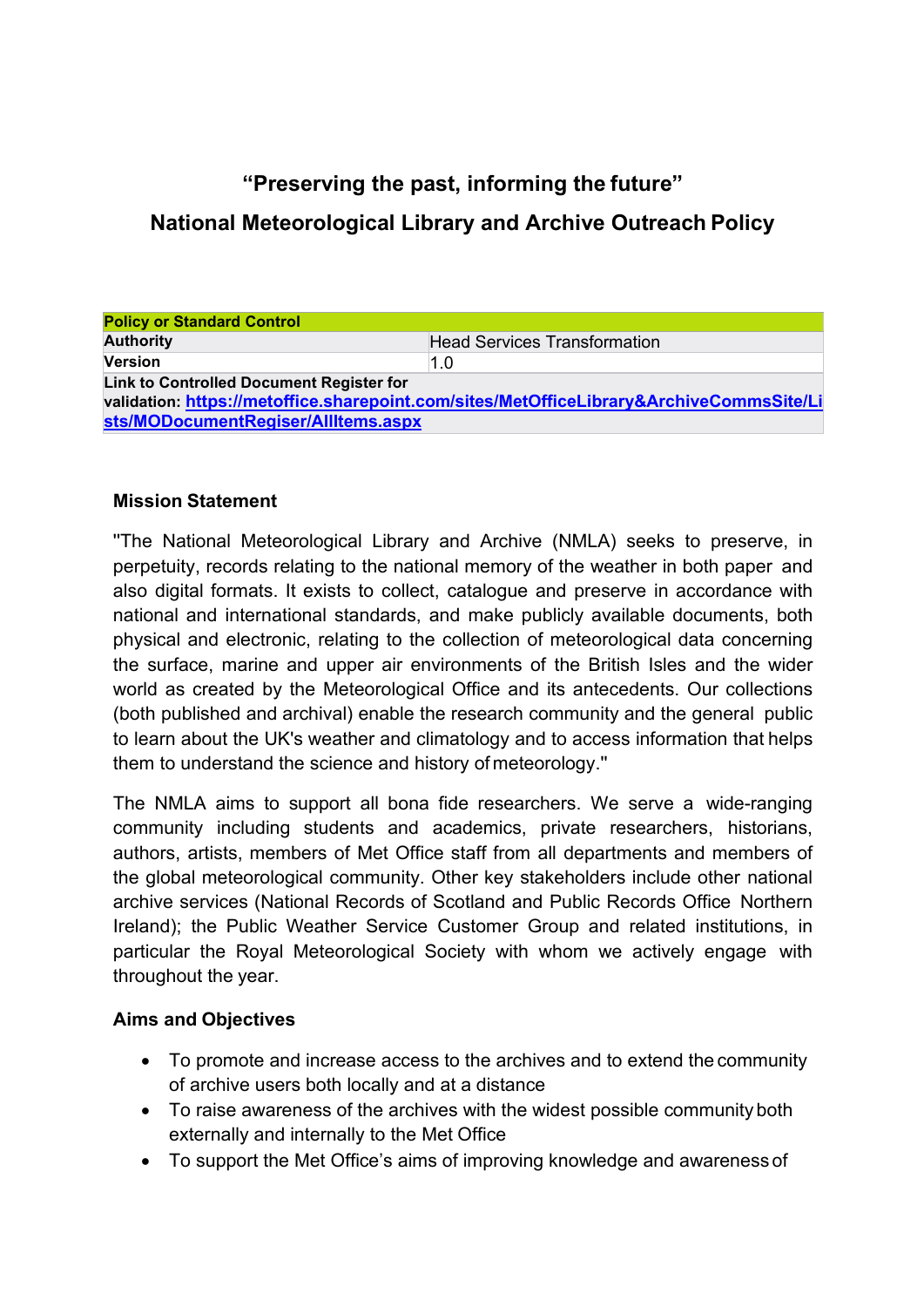## "Preserving the past, informing the future"

## National Meteorological Library and Archive Outreach Policy

| Policy or Standard Control | |
|---|---|
| **Authority** | Head Services Transformation |
| **Version** | 1.0 |
| **Link to Controlled Document Register for validation:** **https://metoffice.sharepoint.com/sites/MetOfficeLibrary&ArchiveCommsSite/Lists/MODocumentRegiser/AllItems.aspx** | |

### Mission Statement

"The National Meteorological Library and Archive (NMLA) seeks to preserve, in perpetuity, records relating to the national memory of the weather in both paper and also digital formats. It exists to collect, catalogue and preserve in accordance with national and international standards, and make publicly available documents, both physical and electronic, relating to the collection of meteorological data concerning the surface, marine and upper air environments of the British Isles and the wider world as created by the Meteorological Office and its antecedents. Our collections (both published and archival) enable the research community and the general public to learn about the UK's weather and climatology and to access information that helps them to understand the science and history of meteorology."

The NMLA aims to support all bona fide researchers. We serve a wide-ranging community including students and academics, private researchers, historians, authors, artists, members of Met Office staff from all departments and members of the global meteorological community. Other key stakeholders include other national archive services (National Records of Scotland and Public Records Office Northern Ireland); the Public Weather Service Customer Group and related institutions, in particular the Royal Meteorological Society with whom we actively engage with throughout the year.

### Aims and Objectives

- To promote and increase access to the archives and to extend the community of archive users both locally and at a distance
- To raise awareness of the archives with the widest possible community both externally and internally to the Met Office
- To support the Met Office's aims of improving knowledge and awareness of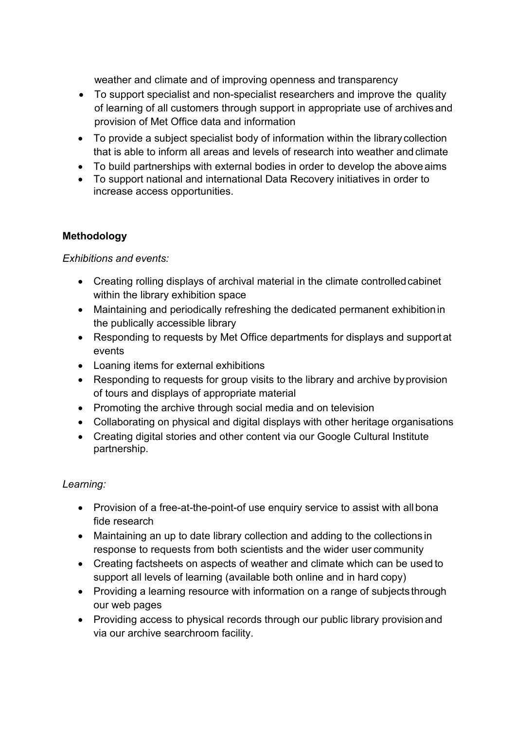weather and climate and of improving openness and transparency

- To support specialist and non-specialist researchers and improve the quality of learning of all customers through support in appropriate use of archives and provision of Met Office data and information
- To provide a subject specialist body of information within the library collection that is able to inform all areas and levels of research into weather and climate
- To build partnerships with external bodies in order to develop the above aims
- To support national and international Data Recovery initiatives in order to increase access opportunities.

**Methodology**

*Exhibitions and events:*

- Creating rolling displays of archival material in the climate controlled cabinet within the library exhibition space
- Maintaining and periodically refreshing the dedicated permanent exhibition in the publically accessible library
- Responding to requests by Met Office departments for displays and support at events
- Loaning items for external exhibitions
- Responding to requests for group visits to the library and archive by provision of tours and displays of appropriate material
- Promoting the archive through social media and on television
- Collaborating on physical and digital displays with other heritage organisations
- Creating digital stories and other content via our Google Cultural Institute partnership.

*Learning:*

- Provision of a free-at-the-point-of use enquiry service to assist with all bona fide research
- Maintaining an up to date library collection and adding to the collections in response to requests from both scientists and the wider user community
- Creating factsheets on aspects of weather and climate which can be used to support all levels of learning (available both online and in hard copy)
- Providing a learning resource with information on a range of subjects through our web pages
- Providing access to physical records through our public library provision and via our archive searchroom facility.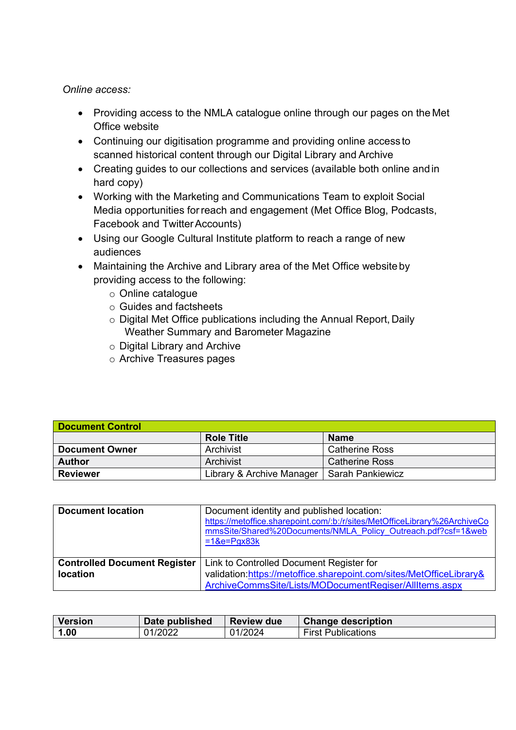*Online access:*

- Providing access to the NMLA catalogue online through our pages on the Met Office website
- Continuing our digitisation programme and providing online access to scanned historical content through our Digital Library and Archive
- Creating guides to our collections and services (available both online and in hard copy)
- Working with the Marketing and Communications Team to exploit Social Media opportunities for reach and engagement (Met Office Blog, Podcasts, Facebook and Twitter Accounts)
- Using our Google Cultural Institute platform to reach a range of new audiences
- Maintaining the Archive and Library area of the Met Office website by providing access to the following:
    - Online catalogue
    - Guides and factsheets
    - Digital Met Office publications including the Annual Report, Daily Weather Summary and Barometer Magazine
    - Digital Library and Archive
    - Archive Treasures pages

| **Document Control** | | |
|---|---|---|
| | **Role Title** | **Name** |
| **Document Owner** | Archivist | Catherine Ross |
| **Author** | Archivist | Catherine Ross |
| **Reviewer** | Library & Archive Manager | Sarah Pankiewicz |

| | |
|---|---|
| **Document location** | Document identity and published location: https://metoffice.sharepoint.com/:b:/r/sites/MetOfficeLibrary%26ArchiveCommsSite/Shared%20Documents/NMLA_Policy_Outreach.pdf?csf=1&web=1&e=Pgx83k |
| **Controlled Document Register location** | Link to Controlled Document Register for validation:https://metoffice.sharepoint.com/sites/MetOfficeLibrary&ArchiveCommsSite/Lists/MODocumentRegiser/AllItems.aspx |

| **Version** | **Date published** | **Review due** | **Change description** |
|---|---|---|---|
| **1.00** | 01/2022 | 01/2024 | First Publications |